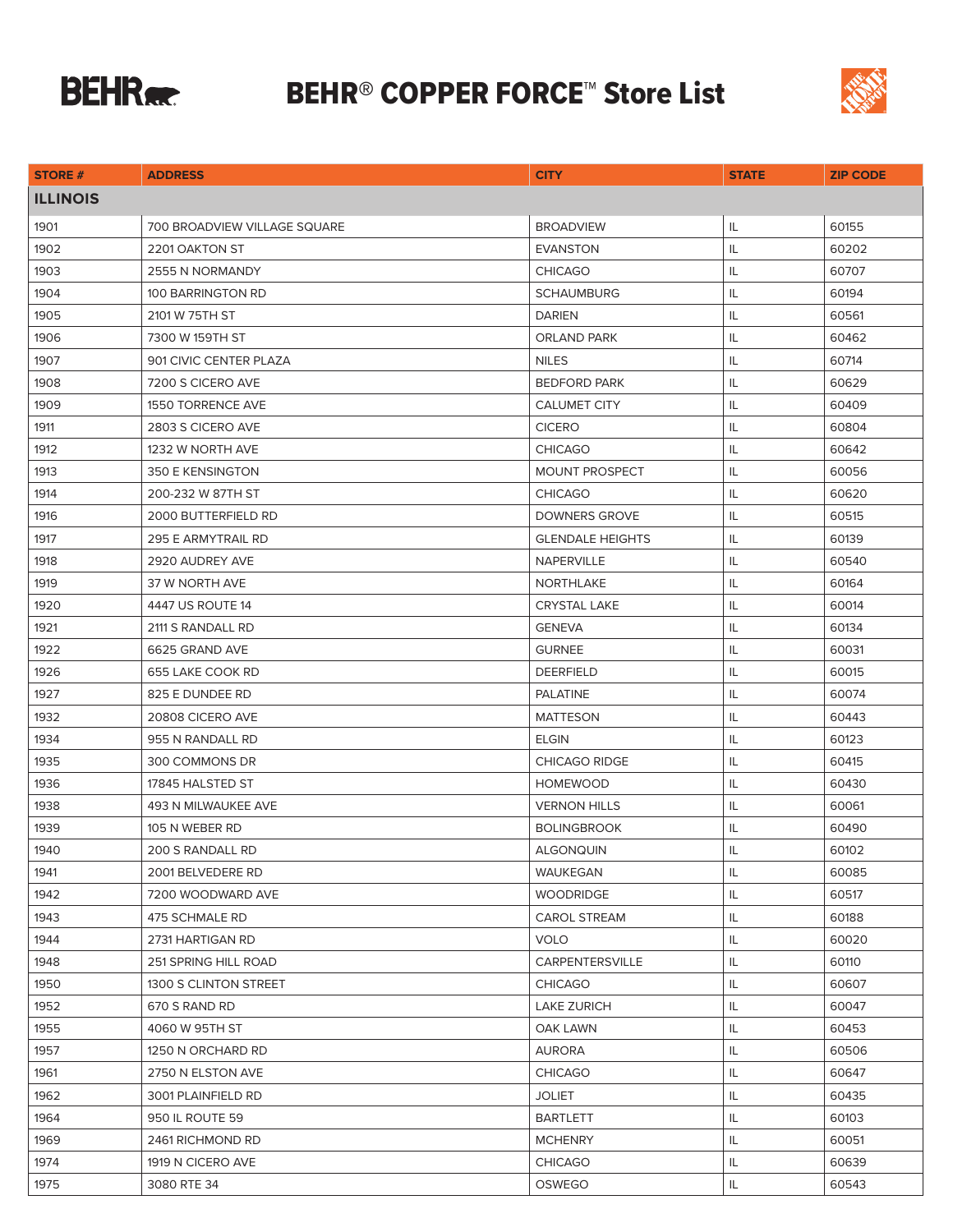# BEHR® COPPER FORCE™ Store List

| STORE # | ADDRESS | CITY | STATE | ZIP CODE |
|---|---|---|---|---|
| **ILLINOIS** | | | | |
| 1901 | 700 BROADVIEW VILLAGE SQUARE | BROADVIEW | IL | 60155 |
| 1902 | 2201 OAKTON ST | EVANSTON | IL | 60202 |
| 1903 | 2555 N NORMANDY | CHICAGO | IL | 60707 |
| 1904 | 100 BARRINGTON RD | SCHAUMBURG | IL | 60194 |
| 1905 | 2101 W 75TH ST | DARIEN | IL | 60561 |
| 1906 | 7300 W 159TH ST | ORLAND PARK | IL | 60462 |
| 1907 | 901 CIVIC CENTER PLAZA | NILES | IL | 60714 |
| 1908 | 7200 S CICERO AVE | BEDFORD PARK | IL | 60629 |
| 1909 | 1550 TORRENCE AVE | CALUMET CITY | IL | 60409 |
| 1911 | 2803 S CICERO AVE | CICERO | IL | 60804 |
| 1912 | 1232 W NORTH AVE | CHICAGO | IL | 60642 |
| 1913 | 350 E KENSINGTON | MOUNT PROSPECT | IL | 60056 |
| 1914 | 200-232 W 87TH ST | CHICAGO | IL | 60620 |
| 1916 | 2000 BUTTERFIELD RD | DOWNERS GROVE | IL | 60515 |
| 1917 | 295 E ARMYTRAIL RD | GLENDALE HEIGHTS | IL | 60139 |
| 1918 | 2920 AUDREY AVE | NAPERVILLE | IL | 60540 |
| 1919 | 37 W NORTH AVE | NORTHLAKE | IL | 60164 |
| 1920 | 4447 US ROUTE 14 | CRYSTAL LAKE | IL | 60014 |
| 1921 | 2111 S RANDALL RD | GENEVA | IL | 60134 |
| 1922 | 6625 GRAND AVE | GURNEE | IL | 60031 |
| 1926 | 655 LAKE COOK RD | DEERFIELD | IL | 60015 |
| 1927 | 825 E DUNDEE RD | PALATINE | IL | 60074 |
| 1932 | 20808 CICERO AVE | MATTESON | IL | 60443 |
| 1934 | 955 N RANDALL RD | ELGIN | IL | 60123 |
| 1935 | 300 COMMONS DR | CHICAGO RIDGE | IL | 60415 |
| 1936 | 17845 HALSTED ST | HOMEWOOD | IL | 60430 |
| 1938 | 493 N MILWAUKEE AVE | VERNON HILLS | IL | 60061 |
| 1939 | 105 N WEBER RD | BOLINGBROOK | IL | 60490 |
| 1940 | 200 S RANDALL RD | ALGONQUIN | IL | 60102 |
| 1941 | 2001 BELVEDERE RD | WAUKEGAN | IL | 60085 |
| 1942 | 7200 WOODWARD AVE | WOODRIDGE | IL | 60517 |
| 1943 | 475 SCHMALE RD | CAROL STREAM | IL | 60188 |
| 1944 | 2731 HARTIGAN RD | VOLO | IL | 60020 |
| 1948 | 251 SPRING HILL ROAD | CARPENTERSVILLE | IL | 60110 |
| 1950 | 1300 S CLINTON STREET | CHICAGO | IL | 60607 |
| 1952 | 670 S RAND RD | LAKE ZURICH | IL | 60047 |
| 1955 | 4060 W 95TH ST | OAK LAWN | IL | 60453 |
| 1957 | 1250 N ORCHARD RD | AURORA | IL | 60506 |
| 1961 | 2750 N ELSTON AVE | CHICAGO | IL | 60647 |
| 1962 | 3001 PLAINFIELD RD | JOLIET | IL | 60435 |
| 1964 | 950 IL ROUTE 59 | BARTLETT | IL | 60103 |
| 1969 | 2461 RICHMOND RD | MCHENRY | IL | 60051 |
| 1974 | 1919 N CICERO AVE | CHICAGO | IL | 60639 |
| 1975 | 3080 RTE 34 | OSWEGO | IL | 60543 |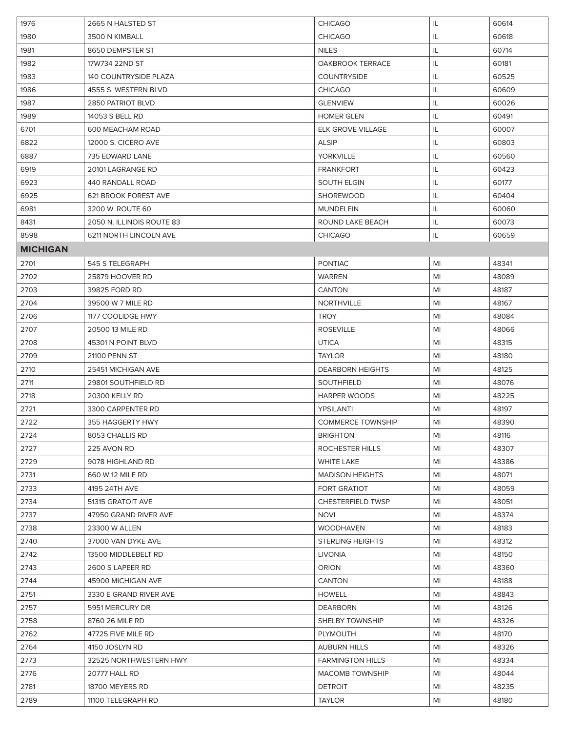| | | | | |
|---|---|---|---|---|
| 1976 | 2665 N HALSTED ST | CHICAGO | IL | 60614 |
| 1980 | 3500 N KIMBALL | CHICAGO | IL | 60618 |
| 1981 | 8650 DEMPSTER ST | NILES | IL | 60714 |
| 1982 | 17W734 22ND ST | OAKBROOK TERRACE | IL | 60181 |
| 1983 | 140 COUNTRYSIDE PLAZA | COUNTRYSIDE | IL | 60525 |
| 1986 | 4555 S. WESTERN BLVD | CHICAGO | IL | 60609 |
| 1987 | 2850 PATRIOT BLVD | GLENVIEW | IL | 60026 |
| 1989 | 14053 S BELL RD | HOMER GLEN | IL | 60491 |
| 6701 | 600 MEACHAM ROAD | ELK GROVE VILLAGE | IL | 60007 |
| 6822 | 12000 S. CICERO AVE | ALSIP | IL | 60803 |
| 6887 | 735 EDWARD LANE | YORKVILLE | IL | 60560 |
| 6919 | 20101 LAGRANGE RD | FRANKFORT | IL | 60423 |
| 6923 | 440 RANDALL ROAD | SOUTH ELGIN | IL | 60177 |
| 6925 | 621 BROOK FOREST AVE | SHOREWOOD | IL | 60404 |
| 6981 | 3200 W. ROUTE 60 | MUNDELEIN | IL | 60060 |
| 8431 | 2050 N. ILLINOIS ROUTE 83 | ROUND LAKE BEACH | IL | 60073 |
| 8598 | 6211 NORTH LINCOLN AVE | CHICAGO | IL | 60659 |
| **MICHIGAN** | | | | |
| 2701 | 545 S TELEGRAPH | PONTIAC | MI | 48341 |
| 2702 | 25879 HOOVER RD | WARREN | MI | 48089 |
| 2703 | 39825 FORD RD | CANTON | MI | 48187 |
| 2704 | 39500 W 7 MILE RD | NORTHVILLE | MI | 48167 |
| 2706 | 1177 COOLIDGE HWY | TROY | MI | 48084 |
| 2707 | 20500 13 MILE RD | ROSEVILLE | MI | 48066 |
| 2708 | 45301 N POINT BLVD | UTICA | MI | 48315 |
| 2709 | 21100 PENN ST | TAYLOR | MI | 48180 |
| 2710 | 25451 MICHIGAN AVE | DEARBORN HEIGHTS | MI | 48125 |
| 2711 | 29801 SOUTHFIELD RD | SOUTHFIELD | MI | 48076 |
| 2718 | 20300 KELLY RD | HARPER WOODS | MI | 48225 |
| 2721 | 3300 CARPENTER RD | YPSILANTI | MI | 48197 |
| 2722 | 355 HAGGERTY HWY | COMMERCE TOWNSHIP | MI | 48390 |
| 2724 | 8053 CHALLIS RD | BRIGHTON | MI | 48116 |
| 2727 | 225 AVON RD | ROCHESTER HILLS | MI | 48307 |
| 2729 | 9078 HIGHLAND RD | WHITE LAKE | MI | 48386 |
| 2731 | 660 W 12 MILE RD | MADISON HEIGHTS | MI | 48071 |
| 2733 | 4195 24TH AVE | FORT GRATIOT | MI | 48059 |
| 2734 | 51315 GRATOIT AVE | CHESTERFIELD TWSP | MI | 48051 |
| 2737 | 47950 GRAND RIVER AVE | NOVI | MI | 48374 |
| 2738 | 23300 W ALLEN | WOODHAVEN | MI | 48183 |
| 2740 | 37000 VAN DYKE AVE | STERLING HEIGHTS | MI | 48312 |
| 2742 | 13500 MIDDLEBELT RD | LIVONIA | MI | 48150 |
| 2743 | 2600 S LAPEER RD | ORION | MI | 48360 |
| 2744 | 45900 MICHIGAN AVE | CANTON | MI | 48188 |
| 2751 | 3330 E GRAND RIVER AVE | HOWELL | MI | 48843 |
| 2757 | 5951 MERCURY DR | DEARBORN | MI | 48126 |
| 2758 | 8760 26 MILE RD | SHELBY TOWNSHIP | MI | 48326 |
| 2762 | 47725 FIVE MILE RD | PLYMOUTH | MI | 48170 |
| 2764 | 4150 JOSLYN RD | AUBURN HILLS | MI | 48326 |
| 2773 | 32525 NORTHWESTERN HWY | FARMINGTON HILLS | MI | 48334 |
| 2776 | 20777 HALL RD | MACOMB TOWNSHIP | MI | 48044 |
| 2781 | 18700 MEYERS RD | DETROIT | MI | 48235 |
| 2789 | 11100 TELEGRAPH RD | TAYLOR | MI | 48180 |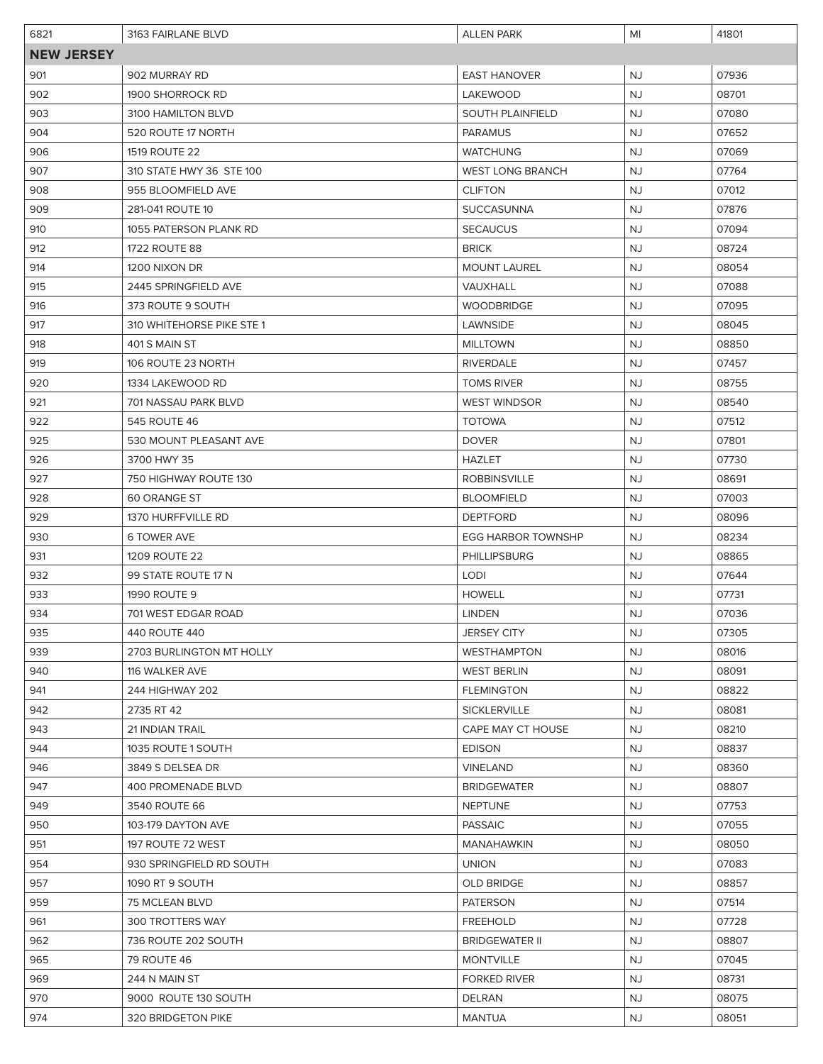| 6821 | 3163 FAIRLANE BLVD | ALLEN PARK | MI | 41801 |
|---|---|---|---|---|
| **NEW JERSEY** | | | | |
| 901 | 902 MURRAY RD | EAST HANOVER | NJ | 07936 |
| 902 | 1900 SHORROCK RD | LAKEWOOD | NJ | 08701 |
| 903 | 3100 HAMILTON BLVD | SOUTH PLAINFIELD | NJ | 07080 |
| 904 | 520 ROUTE 17 NORTH | PARAMUS | NJ | 07652 |
| 906 | 1519 ROUTE 22 | WATCHUNG | NJ | 07069 |
| 907 | 310 STATE HWY 36 STE 100 | WEST LONG BRANCH | NJ | 07764 |
| 908 | 955 BLOOMFIELD AVE | CLIFTON | NJ | 07012 |
| 909 | 281-041 ROUTE 10 | SUCCASUNNA | NJ | 07876 |
| 910 | 1055 PATERSON PLANK RD | SECAUCUS | NJ | 07094 |
| 912 | 1722 ROUTE 88 | BRICK | NJ | 08724 |
| 914 | 1200 NIXON DR | MOUNT LAUREL | NJ | 08054 |
| 915 | 2445 SPRINGFIELD AVE | VAUXHALL | NJ | 07088 |
| 916 | 373 ROUTE 9 SOUTH | WOODBRIDGE | NJ | 07095 |
| 917 | 310 WHITEHORSE PIKE STE 1 | LAWNSIDE | NJ | 08045 |
| 918 | 401 S MAIN ST | MILLTOWN | NJ | 08850 |
| 919 | 106 ROUTE 23 NORTH | RIVERDALE | NJ | 07457 |
| 920 | 1334 LAKEWOOD RD | TOMS RIVER | NJ | 08755 |
| 921 | 701 NASSAU PARK BLVD | WEST WINDSOR | NJ | 08540 |
| 922 | 545 ROUTE 46 | TOTOWA | NJ | 07512 |
| 925 | 530 MOUNT PLEASANT AVE | DOVER | NJ | 07801 |
| 926 | 3700 HWY 35 | HAZLET | NJ | 07730 |
| 927 | 750 HIGHWAY ROUTE 130 | ROBBINSVILLE | NJ | 08691 |
| 928 | 60 ORANGE ST | BLOOMFIELD | NJ | 07003 |
| 929 | 1370 HURFFVILLE RD | DEPTFORD | NJ | 08096 |
| 930 | 6 TOWER AVE | EGG HARBOR TOWNSHP | NJ | 08234 |
| 931 | 1209 ROUTE 22 | PHILLIPSBURG | NJ | 08865 |
| 932 | 99 STATE ROUTE 17 N | LODI | NJ | 07644 |
| 933 | 1990 ROUTE 9 | HOWELL | NJ | 07731 |
| 934 | 701 WEST EDGAR ROAD | LINDEN | NJ | 07036 |
| 935 | 440 ROUTE 440 | JERSEY CITY | NJ | 07305 |
| 939 | 2703 BURLINGTON MT HOLLY | WESTHAMPTON | NJ | 08016 |
| 940 | 116 WALKER AVE | WEST BERLIN | NJ | 08091 |
| 941 | 244 HIGHWAY 202 | FLEMINGTON | NJ | 08822 |
| 942 | 2735 RT 42 | SICKLERVILLE | NJ | 08081 |
| 943 | 21 INDIAN TRAIL | CAPE MAY CT HOUSE | NJ | 08210 |
| 944 | 1035 ROUTE 1 SOUTH | EDISON | NJ | 08837 |
| 946 | 3849 S DELSEA DR | VINELAND | NJ | 08360 |
| 947 | 400 PROMENADE BLVD | BRIDGEWATER | NJ | 08807 |
| 949 | 3540 ROUTE 66 | NEPTUNE | NJ | 07753 |
| 950 | 103-179 DAYTON AVE | PASSAIC | NJ | 07055 |
| 951 | 197 ROUTE 72 WEST | MANAHAWKIN | NJ | 08050 |
| 954 | 930 SPRINGFIELD RD SOUTH | UNION | NJ | 07083 |
| 957 | 1090 RT 9 SOUTH | OLD BRIDGE | NJ | 08857 |
| 959 | 75 MCLEAN BLVD | PATERSON | NJ | 07514 |
| 961 | 300 TROTTERS WAY | FREEHOLD | NJ | 07728 |
| 962 | 736 ROUTE 202 SOUTH | BRIDGEWATER II | NJ | 08807 |
| 965 | 79 ROUTE 46 | MONTVILLE | NJ | 07045 |
| 969 | 244 N MAIN ST | FORKED RIVER | NJ | 08731 |
| 970 | 9000 ROUTE 130 SOUTH | DELRAN | NJ | 08075 |
| 974 | 320 BRIDGETON PIKE | MANTUA | NJ | 08051 |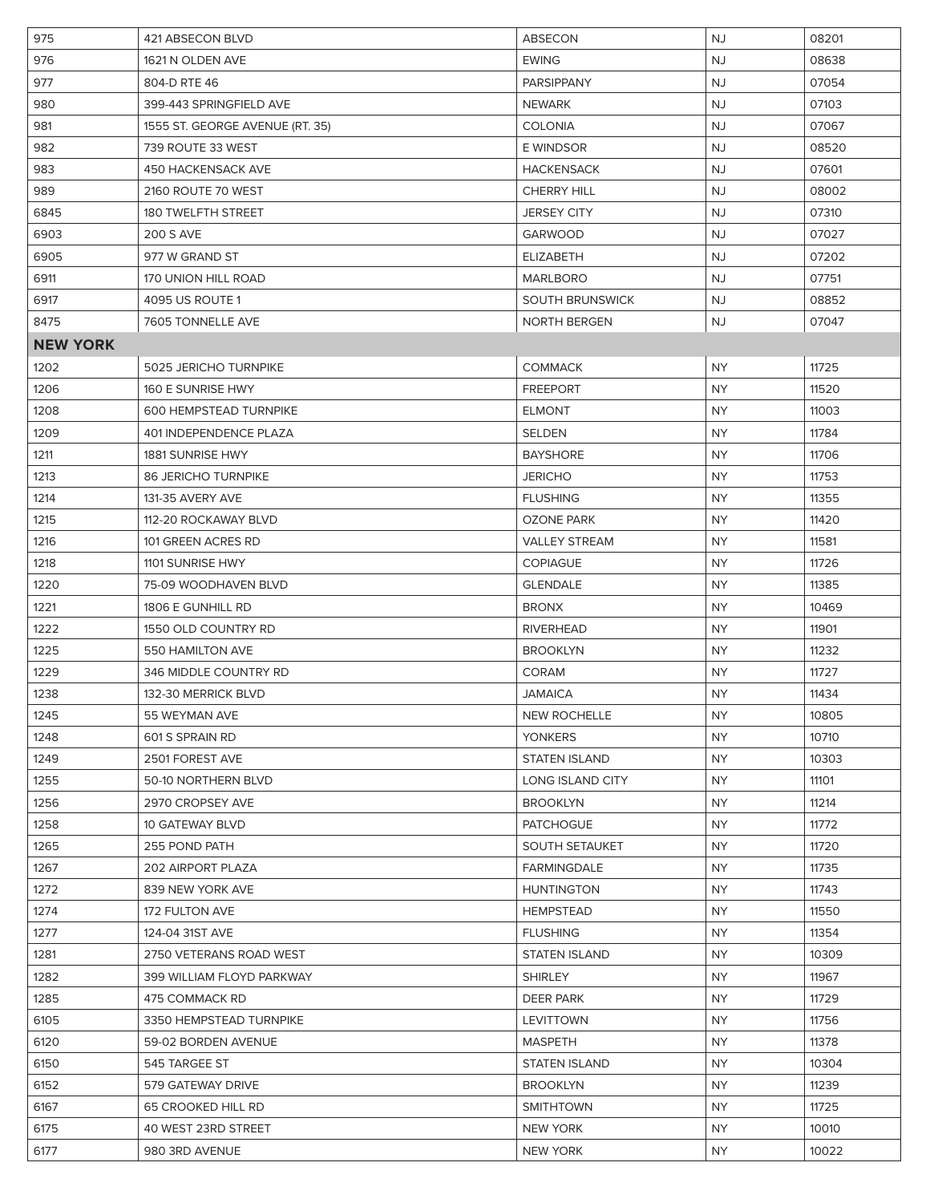| 975 | 421 ABSECON BLVD | ABSECON | NJ | 08201 |
|---|---|---|---|---|
| 976 | 1621 N OLDEN AVE | EWING | NJ | 08638 |
| 977 | 804-D RTE 46 | PARSIPPANY | NJ | 07054 |
| 980 | 399-443 SPRINGFIELD AVE | NEWARK | NJ | 07103 |
| 981 | 1555 ST. GEORGE AVENUE (RT. 35) | COLONIA | NJ | 07067 |
| 982 | 739 ROUTE 33 WEST | E WINDSOR | NJ | 08520 |
| 983 | 450 HACKENSACK AVE | HACKENSACK | NJ | 07601 |
| 989 | 2160 ROUTE 70 WEST | CHERRY HILL | NJ | 08002 |
| 6845 | 180 TWELFTH STREET | JERSEY CITY | NJ | 07310 |
| 6903 | 200 S AVE | GARWOOD | NJ | 07027 |
| 6905 | 977 W GRAND ST | ELIZABETH | NJ | 07202 |
| 6911 | 170 UNION HILL ROAD | MARLBORO | NJ | 07751 |
| 6917 | 4095 US ROUTE 1 | SOUTH BRUNSWICK | NJ | 08852 |
| 8475 | 7605 TONNELLE AVE | NORTH BERGEN | NJ | 07047 |
| **NEW YORK** | | | | |
| 1202 | 5025 JERICHO TURNPIKE | COMMACK | NY | 11725 |
| 1206 | 160 E SUNRISE HWY | FREEPORT | NY | 11520 |
| 1208 | 600 HEMPSTEAD TURNPIKE | ELMONT | NY | 11003 |
| 1209 | 401 INDEPENDENCE PLAZA | SELDEN | NY | 11784 |
| 1211 | 1881 SUNRISE HWY | BAYSHORE | NY | 11706 |
| 1213 | 86 JERICHO TURNPIKE | JERICHO | NY | 11753 |
| 1214 | 131-35 AVERY AVE | FLUSHING | NY | 11355 |
| 1215 | 112-20 ROCKAWAY BLVD | OZONE PARK | NY | 11420 |
| 1216 | 101 GREEN ACRES RD | VALLEY STREAM | NY | 11581 |
| 1218 | 1101 SUNRISE HWY | COPIAGUE | NY | 11726 |
| 1220 | 75-09 WOODHAVEN BLVD | GLENDALE | NY | 11385 |
| 1221 | 1806 E GUNHILL RD | BRONX | NY | 10469 |
| 1222 | 1550 OLD COUNTRY RD | RIVERHEAD | NY | 11901 |
| 1225 | 550 HAMILTON AVE | BROOKLYN | NY | 11232 |
| 1229 | 346 MIDDLE COUNTRY RD | CORAM | NY | 11727 |
| 1238 | 132-30 MERRICK BLVD | JAMAICA | NY | 11434 |
| 1245 | 55 WEYMAN AVE | NEW ROCHELLE | NY | 10805 |
| 1248 | 601 S SPRAIN RD | YONKERS | NY | 10710 |
| 1249 | 2501 FOREST AVE | STATEN ISLAND | NY | 10303 |
| 1255 | 50-10 NORTHERN BLVD | LONG ISLAND CITY | NY | 11101 |
| 1256 | 2970 CROPSEY AVE | BROOKLYN | NY | 11214 |
| 1258 | 10 GATEWAY BLVD | PATCHOGUE | NY | 11772 |
| 1265 | 255 POND PATH | SOUTH SETAUKET | NY | 11720 |
| 1267 | 202 AIRPORT PLAZA | FARMINGDALE | NY | 11735 |
| 1272 | 839 NEW YORK AVE | HUNTINGTON | NY | 11743 |
| 1274 | 172 FULTON AVE | HEMPSTEAD | NY | 11550 |
| 1277 | 124-04 31ST AVE | FLUSHING | NY | 11354 |
| 1281 | 2750 VETERANS ROAD WEST | STATEN ISLAND | NY | 10309 |
| 1282 | 399 WILLIAM FLOYD PARKWAY | SHIRLEY | NY | 11967 |
| 1285 | 475 COMMACK RD | DEER PARK | NY | 11729 |
| 6105 | 3350 HEMPSTEAD TURNPIKE | LEVITTOWN | NY | 11756 |
| 6120 | 59-02 BORDEN AVENUE | MASPETH | NY | 11378 |
| 6150 | 545 TARGEE ST | STATEN ISLAND | NY | 10304 |
| 6152 | 579 GATEWAY DRIVE | BROOKLYN | NY | 11239 |
| 6167 | 65 CROOKED HILL RD | SMITHTOWN | NY | 11725 |
| 6175 | 40 WEST 23RD STREET | NEW YORK | NY | 10010 |
| 6177 | 980 3RD AVENUE | NEW YORK | NY | 10022 |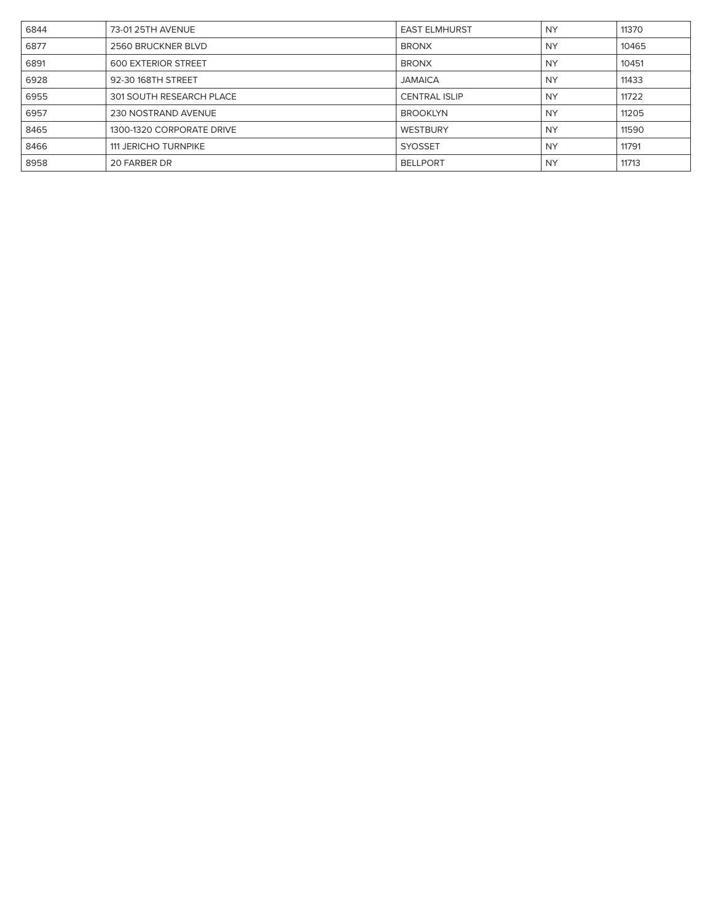| | | | | |
|---|---|---|---|---|
| 6844 | 73-01 25TH AVENUE | EAST ELMHURST | NY | 11370 |
| 6877 | 2560 BRUCKNER BLVD | BRONX | NY | 10465 |
| 6891 | 600 EXTERIOR STREET | BRONX | NY | 10451 |
| 6928 | 92-30 168TH STREET | JAMAICA | NY | 11433 |
| 6955 | 301 SOUTH RESEARCH PLACE | CENTRAL ISLIP | NY | 11722 |
| 6957 | 230 NOSTRAND AVENUE | BROOKLYN | NY | 11205 |
| 8465 | 1300-1320 CORPORATE DRIVE | WESTBURY | NY | 11590 |
| 8466 | 111 JERICHO TURNPIKE | SYOSSET | NY | 11791 |
| 8958 | 20 FARBER DR | BELLPORT | NY | 11713 |